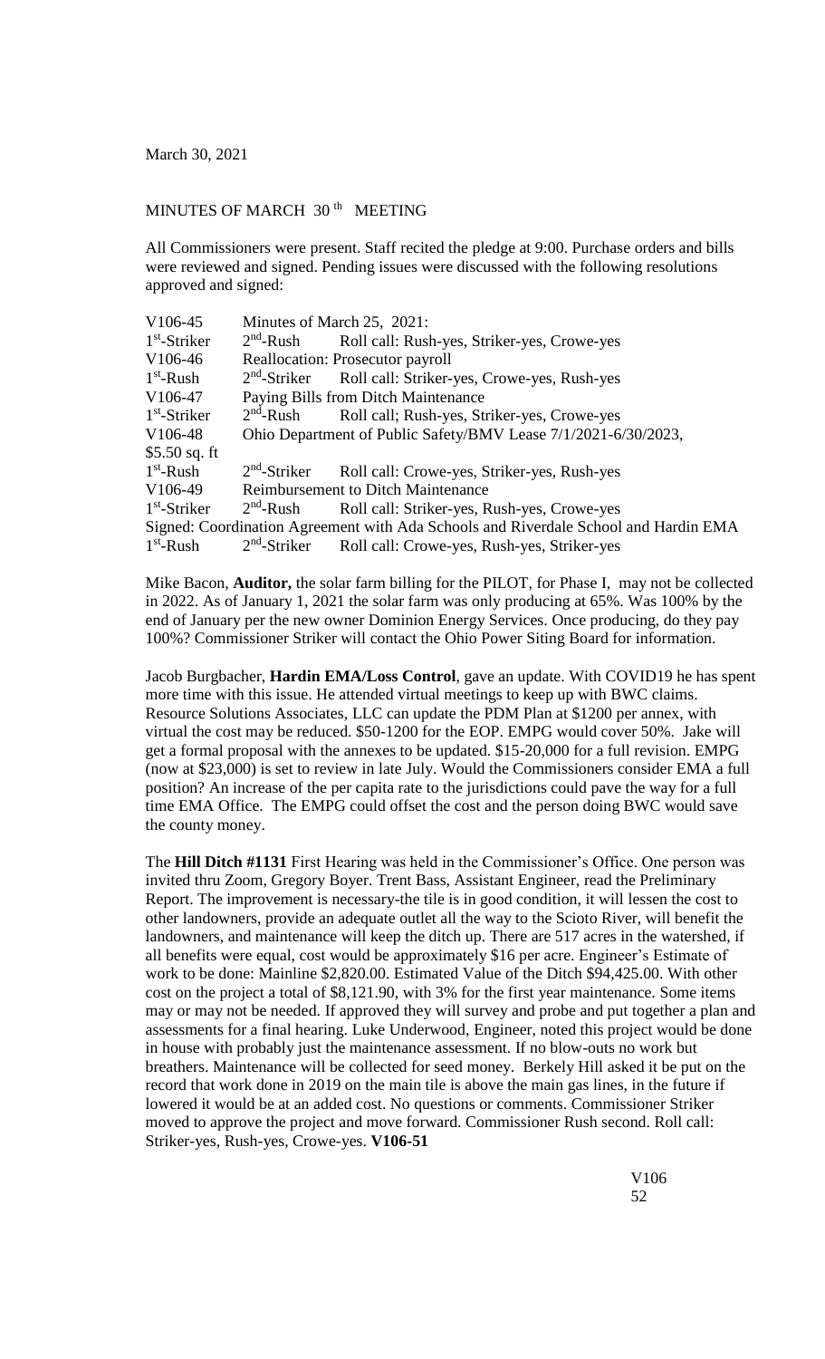March 30, 2021

MINUTES OF MARCH 30th MEETING

All Commissioners were present. Staff recited the pledge at 9:00. Purchase orders and bills were reviewed and signed. Pending issues were discussed with the following resolutions approved and signed:

| | | |
|---|---|---|
| V106-45 | Minutes of March 25, 2021: | |
| 1st-Striker | 2nd-Rush | Roll call: Rush-yes, Striker-yes, Crowe-yes |
| V106-46 | Reallocation: Prosecutor payroll | |
| 1st-Rush | 2nd-Striker | Roll call: Striker-yes, Crowe-yes, Rush-yes |
| V106-47 | Paying Bills from Ditch Maintenance | |
| 1st-Striker | 2nd-Rush | Roll call; Rush-yes, Striker-yes, Crowe-yes |
| V106-48 | Ohio Department of Public Safety/BMV Lease 7/1/2021-6/30/2023, | |
| $5.50 sq. ft | | |
| 1st-Rush | 2nd-Striker | Roll call: Crowe-yes, Striker-yes, Rush-yes |
| V106-49 | Reimbursement to Ditch Maintenance | |
| 1st-Striker | 2nd-Rush | Roll call: Striker-yes, Rush-yes, Crowe-yes |
| Signed: Coordination Agreement with Ada Schools and Riverdale School and Hardin EMA | | |
| 1st-Rush | 2nd-Striker | Roll call: Crowe-yes, Rush-yes, Striker-yes |

Mike Bacon, **Auditor,** the solar farm billing for the PILOT, for Phase I, may not be collected in 2022. As of January 1, 2021 the solar farm was only producing at 65%. Was 100% by the end of January per the new owner Dominion Energy Services. Once producing, do they pay 100%? Commissioner Striker will contact the Ohio Power Siting Board for information.

Jacob Burgbacher, **Hardin EMA/Loss Control**, gave an update. With COVID19 he has spent more time with this issue. He attended virtual meetings to keep up with BWC claims. Resource Solutions Associates, LLC can update the PDM Plan at $1200 per annex, with virtual the cost may be reduced. $50-1200 for the EOP. EMPG would cover 50%. Jake will get a formal proposal with the annexes to be updated. $15-20,000 for a full revision. EMPG (now at $23,000) is set to review in late July. Would the Commissioners consider EMA a full position? An increase of the per capita rate to the jurisdictions could pave the way for a full time EMA Office. The EMPG could offset the cost and the person doing BWC would save the county money.

The **Hill Ditch #1131** First Hearing was held in the Commissioner's Office. One person was invited thru Zoom, Gregory Boyer. Trent Bass, Assistant Engineer, read the Preliminary Report. The improvement is necessary-the tile is in good condition, it will lessen the cost to other landowners, provide an adequate outlet all the way to the Scioto River, will benefit the landowners, and maintenance will keep the ditch up. There are 517 acres in the watershed, if all benefits were equal, cost would be approximately $16 per acre. Engineer's Estimate of work to be done: Mainline $2,820.00. Estimated Value of the Ditch $94,425.00. With other cost on the project a total of $8,121.90, with 3% for the first year maintenance. Some items may or may not be needed. If approved they will survey and probe and put together a plan and assessments for a final hearing. Luke Underwood, Engineer, noted this project would be done in house with probably just the maintenance assessment. If no blow-outs no work but breathers. Maintenance will be collected for seed money. Berkely Hill asked it be put on the record that work done in 2019 on the main tile is above the main gas lines, in the future if lowered it would be at an added cost. No questions or comments. Commissioner Striker moved to approve the project and move forward. Commissioner Rush second. Roll call: Striker-yes, Rush-yes, Crowe-yes. **V106-51**

V106 52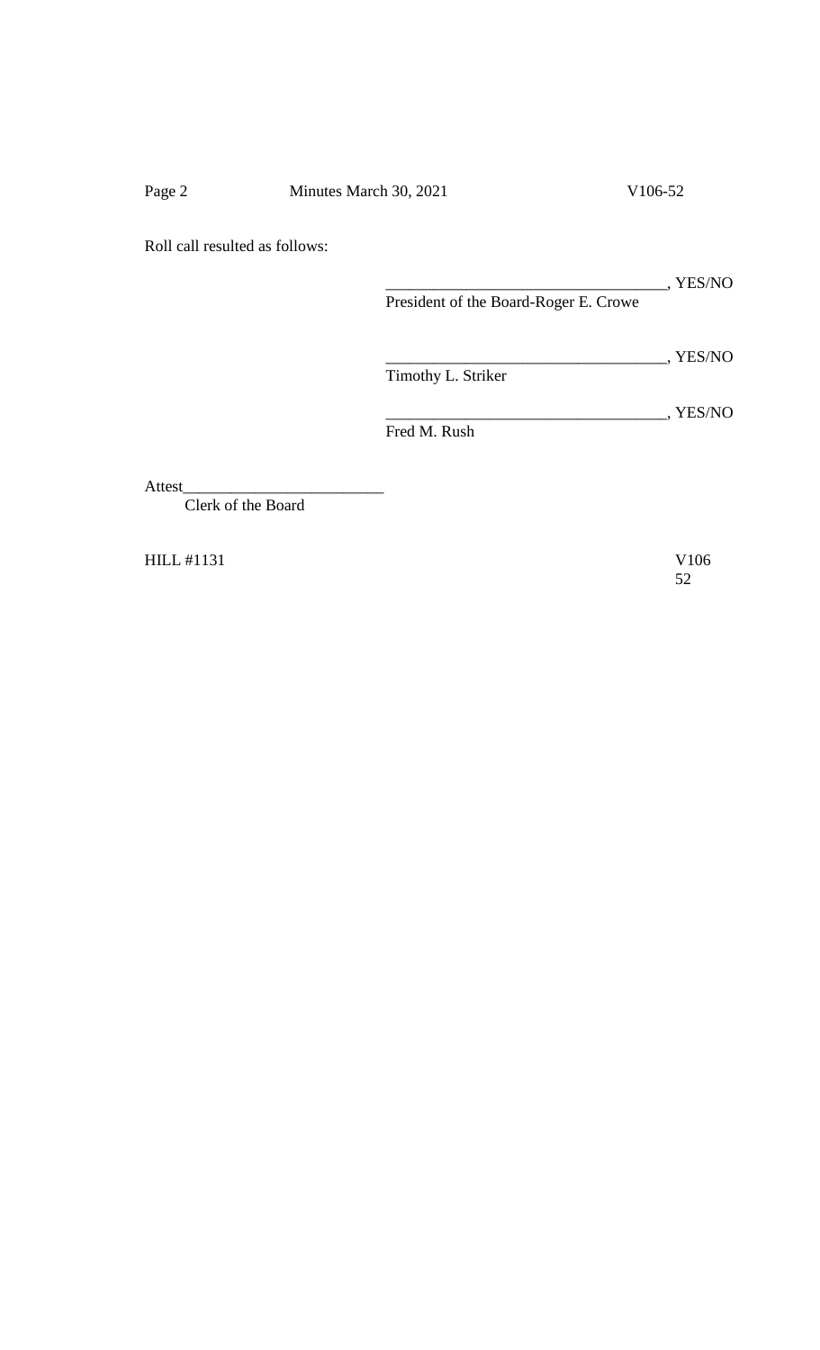Roll call resulted as follows:

___________________________________, YES/NO
President of the Board-Roger E. Crowe

___________________________________, YES/NO
Timothy L. Striker

___________________________________, YES/NO
Fred M. Rush

Attest_________________________
Clerk of the Board

HILL #1131

V106
52